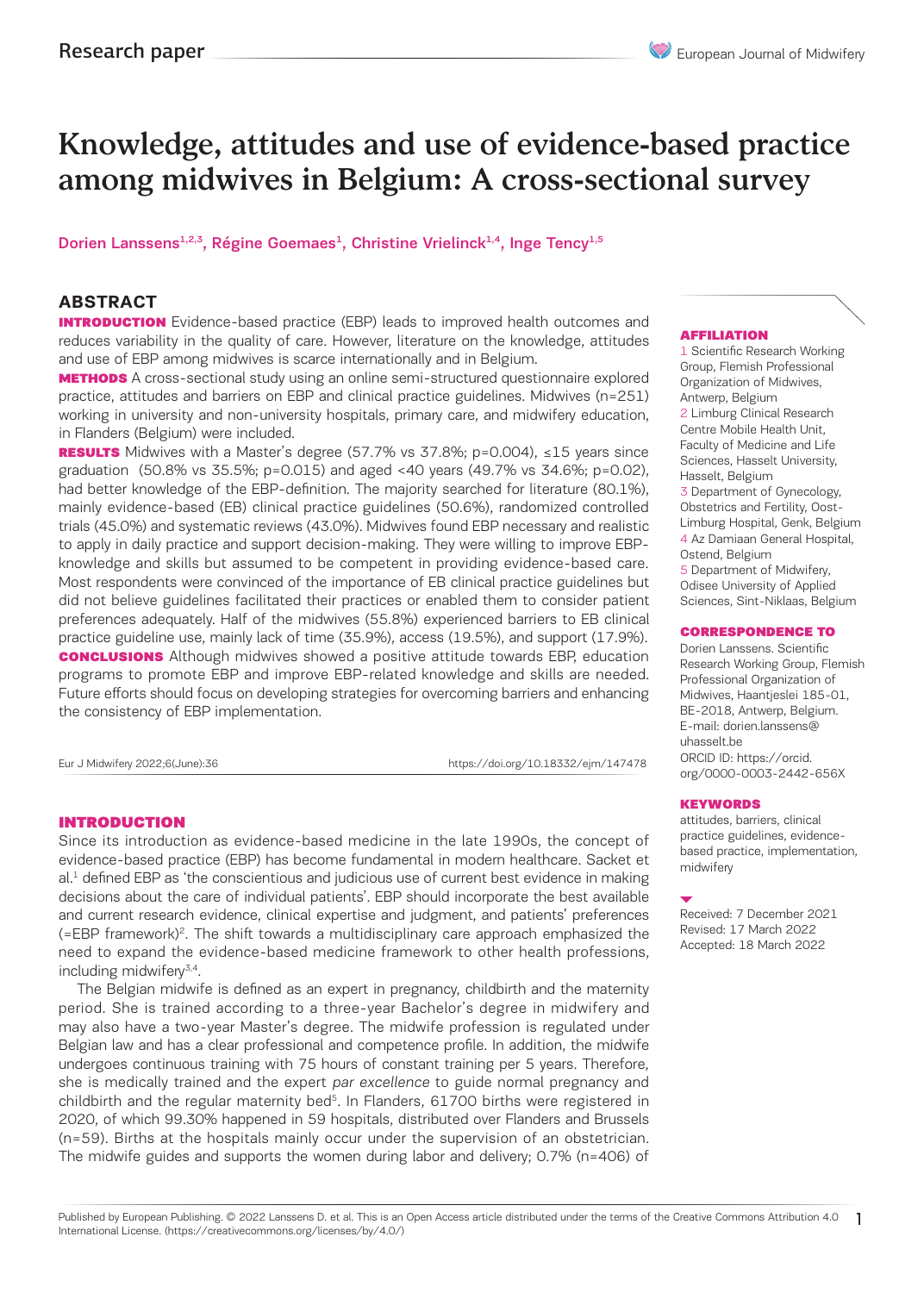# Knowledge, attitudes and use of evidence-based practice among midwives in Belgium: A cross-sectional survey

Dorien Lanssens[1,2,3], Régine Goemaes[1], Christine Vrielinck[1,4], Inge Tency[1,5]

## ABSTRACT

**INTRODUCTION** Evidence-based practice (EBP) leads to improved health outcomes and reduces variability in the quality of care. However, literature on the knowledge, attitudes and use of EBP among midwives is scarce internationally and in Belgium.

**METHODS** A cross-sectional study using an online semi-structured questionnaire explored practice, attitudes and barriers on EBP and clinical practice guidelines. Midwives (n=251) working in university and non-university hospitals, primary care, and midwifery education, in Flanders (Belgium) were included.

**RESULTS** Midwives with a Master's degree (57.7% vs 37.8%; p=0.004), ≤15 years since graduation (50.8% vs 35.5%; p=0.015) and aged <40 years (49.7% vs 34.6%; p=0.02), had better knowledge of the EBP-definition. The majority searched for literature (80.1%), mainly evidence-based (EB) clinical practice guidelines (50.6%), randomized controlled trials (45.0%) and systematic reviews (43.0%). Midwives found EBP necessary and realistic to apply in daily practice and support decision-making. They were willing to improve EBP-knowledge and skills but assumed to be competent in providing evidence-based care. Most respondents were convinced of the importance of EB clinical practice guidelines but did not believe guidelines facilitated their practices or enabled them to consider patient preferences adequately. Half of the midwives (55.8%) experienced barriers to EB clinical practice guideline use, mainly lack of time (35.9%), access (19.5%), and support (17.9%).

**CONCLUSIONS** Although midwives showed a positive attitude towards EBP, education programs to promote EBP and improve EBP-related knowledge and skills are needed. Future efforts should focus on developing strategies for overcoming barriers and enhancing the consistency of EBP implementation.

Eur J Midwifery 2022;6(June):36 https://doi.org/10.18332/ejm/147478

**AFFILIATION**

1 Scientific Research Working Group, Flemish Professional Organization of Midwives, Antwerp, Belgium
2 Limburg Clinical Research Centre Mobile Health Unit, Faculty of Medicine and Life Sciences, Hasselt University, Hasselt, Belgium
3 Department of Gynecology, Obstetrics and Fertility, Oost-Limburg Hospital, Genk, Belgium
4 Az Damiaan General Hospital, Ostend, Belgium
5 Department of Midwifery, Odisee University of Applied Sciences, Sint-Niklaas, Belgium

**CORRESPONDENCE TO**

Dorien Lanssens. Scientific Research Working Group, Flemish Professional Organization of Midwives, Haantjeslei 185-01, BE-2018, Antwerp, Belgium. E-mail: dorien.lanssens@uhasselt.be
ORCID ID: https://orcid.org/0000-0003-2442-656X

**KEYWORDS**

attitudes, barriers, clinical practice guidelines, evidence-based practice, implementation, midwifery

Received: 7 December 2021
Revised: 17 March 2022
Accepted: 18 March 2022

## INTRODUCTION

Since its introduction as evidence-based medicine in the late 1990s, the concept of evidence-based practice (EBP) has become fundamental in modern healthcare. Sacket et al.[1] defined EBP as 'the conscientious and judicious use of current best evidence in making decisions about the care of individual patients'. EBP should incorporate the best available and current research evidence, clinical expertise and judgment, and patients' preferences (=EBP framework)[2]. The shift towards a multidisciplinary care approach emphasized the need to expand the evidence-based medicine framework to other health professions, including midwifery[3,4].

The Belgian midwife is defined as an expert in pregnancy, childbirth and the maternity period. She is trained according to a three-year Bachelor's degree in midwifery and may also have a two-year Master's degree. The midwife profession is regulated under Belgian law and has a clear professional and competence profile. In addition, the midwife undergoes continuous training with 75 hours of constant training per 5 years. Therefore, she is medically trained and the expert *par excellence* to guide normal pregnancy and childbirth and the regular maternity bed[5]. In Flanders, 61700 births were registered in 2020, of which 99.30% happened in 59 hospitals, distributed over Flanders and Brussels (n=59). Births at the hospitals mainly occur under the supervision of an obstetrician. The midwife guides and supports the women during labor and delivery; 0.7% (n=406) of

Published by European Publishing. © 2022 Lanssens D. et al. This is an Open Access article distributed under the terms of the Creative Commons Attribution 4.0 International License. (https://creativecommons.org/licenses/by/4.0/)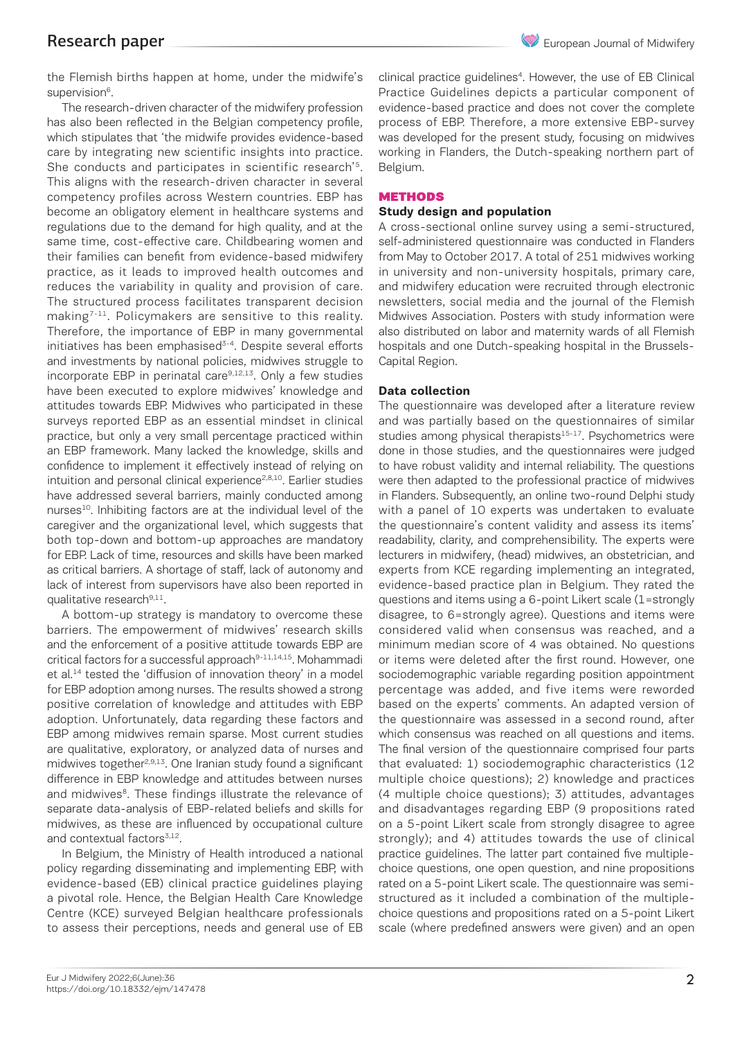the Flemish births happen at home, under the midwife's supervision[6].

The research-driven character of the midwifery profession has also been reflected in the Belgian competency profile, which stipulates that 'the midwife provides evidence-based care by integrating new scientific insights into practice. She conducts and participates in scientific research'[5]. This aligns with the research-driven character in several competency profiles across Western countries. EBP has become an obligatory element in healthcare systems and regulations due to the demand for high quality, and at the same time, cost-effective care. Childbearing women and their families can benefit from evidence-based midwifery practice, as it leads to improved health outcomes and reduces the variability in quality and provision of care. The structured process facilitates transparent decision making[7-11]. Policymakers are sensitive to this reality. Therefore, the importance of EBP in many governmental initiatives has been emphasised[3-4]. Despite several efforts and investments by national policies, midwives struggle to incorporate EBP in perinatal care[9,12,13]. Only a few studies have been executed to explore midwives' knowledge and attitudes towards EBP. Midwives who participated in these surveys reported EBP as an essential mindset in clinical practice, but only a very small percentage practiced within an EBP framework. Many lacked the knowledge, skills and confidence to implement it effectively instead of relying on intuition and personal clinical experience[2,8,10]. Earlier studies have addressed several barriers, mainly conducted among nurses[10]. Inhibiting factors are at the individual level of the caregiver and the organizational level, which suggests that both top-down and bottom-up approaches are mandatory for EBP. Lack of time, resources and skills have been marked as critical barriers. A shortage of staff, lack of autonomy and lack of interest from supervisors have also been reported in qualitative research[9,11].

A bottom-up strategy is mandatory to overcome these barriers. The empowerment of midwives' research skills and the enforcement of a positive attitude towards EBP are critical factors for a successful approach[9-11,14,15]. Mohammadi et al.[14] tested the 'diffusion of innovation theory' in a model for EBP adoption among nurses. The results showed a strong positive correlation of knowledge and attitudes with EBP adoption. Unfortunately, data regarding these factors and EBP among midwives remain sparse. Most current studies are qualitative, exploratory, or analyzed data of nurses and midwives together[2,9,13]. One Iranian study found a significant difference in EBP knowledge and attitudes between nurses and midwives[8]. These findings illustrate the relevance of separate data-analysis of EBP-related beliefs and skills for midwives, as these are influenced by occupational culture and contextual factors[3,12].

In Belgium, the Ministry of Health introduced a national policy regarding disseminating and implementing EBP, with evidence-based (EB) clinical practice guidelines playing a pivotal role. Hence, the Belgian Health Care Knowledge Centre (KCE) surveyed Belgian healthcare professionals to assess their perceptions, needs and general use of EB clinical practice guidelines[4]. However, the use of EB Clinical Practice Guidelines depicts a particular component of evidence-based practice and does not cover the complete process of EBP. Therefore, a more extensive EBP-survey was developed for the present study, focusing on midwives working in Flanders, the Dutch-speaking northern part of Belgium.

## METHODS

### Study design and population

A cross-sectional online survey using a semi-structured, self-administered questionnaire was conducted in Flanders from May to October 2017. A total of 251 midwives working in university and non-university hospitals, primary care, and midwifery education were recruited through electronic newsletters, social media and the journal of the Flemish Midwives Association. Posters with study information were also distributed on labor and maternity wards of all Flemish hospitals and one Dutch-speaking hospital in the Brussels-Capital Region.

### Data collection

The questionnaire was developed after a literature review and was partially based on the questionnaires of similar studies among physical therapists[15-17]. Psychometrics were done in those studies, and the questionnaires were judged to have robust validity and internal reliability. The questions were then adapted to the professional practice of midwives in Flanders. Subsequently, an online two-round Delphi study with a panel of 10 experts was undertaken to evaluate the questionnaire's content validity and assess its items' readability, clarity, and comprehensibility. The experts were lecturers in midwifery, (head) midwives, an obstetrician, and experts from KCE regarding implementing an integrated, evidence-based practice plan in Belgium. They rated the questions and items using a 6-point Likert scale (1=strongly disagree, to 6=strongly agree). Questions and items were considered valid when consensus was reached, and a minimum median score of 4 was obtained. No questions or items were deleted after the first round. However, one sociodemographic variable regarding position appointment percentage was added, and five items were reworded based on the experts' comments. An adapted version of the questionnaire was assessed in a second round, after which consensus was reached on all questions and items. The final version of the questionnaire comprised four parts that evaluated: 1) sociodemographic characteristics (12 multiple choice questions); 2) knowledge and practices (4 multiple choice questions); 3) attitudes, advantages and disadvantages regarding EBP (9 propositions rated on a 5-point Likert scale from strongly disagree to agree strongly); and 4) attitudes towards the use of clinical practice guidelines. The latter part contained five multiple-choice questions, one open question, and nine propositions rated on a 5-point Likert scale. The questionnaire was semi-structured as it included a combination of the multiple-choice questions and propositions rated on a 5-point Likert scale (where predefined answers were given) and an open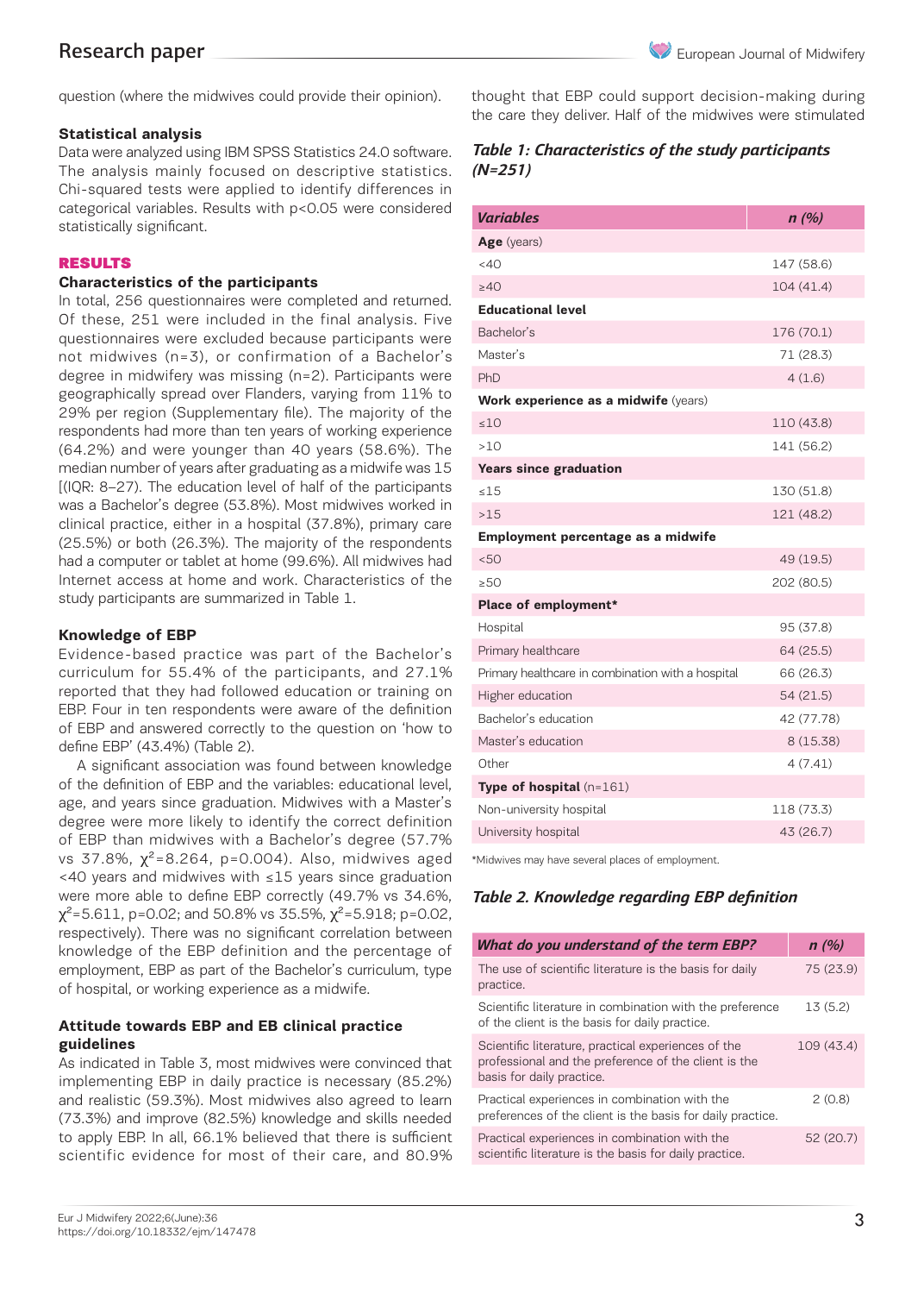question (where the midwives could provide their opinion).

### Statistical analysis

Data were analyzed using IBM SPSS Statistics 24.0 software. The analysis mainly focused on descriptive statistics. Chi-squared tests were applied to identify differences in categorical variables. Results with $p<0.05$ were considered statistically significant.

## RESULTS

### Characteristics of the participants

In total, 256 questionnaires were completed and returned. Of these, 251 were included in the final analysis. Five questionnaires were excluded because participants were not midwives (n=3), or confirmation of a Bachelor's degree in midwifery was missing (n=2). Participants were geographically spread over Flanders, varying from 11% to 29% per region (Supplementary file). The majority of the respondents had more than ten years of working experience (64.2%) and were younger than 40 years (58.6%). The median number of years after graduating as a midwife was 15 [(IQR: 8–27). The education level of half of the participants was a Bachelor's degree (53.8%). Most midwives worked in clinical practice, either in a hospital (37.8%), primary care (25.5%) or both (26.3%). The majority of the respondents had a computer or tablet at home (99.6%). All midwives had Internet access at home and work. Characteristics of the study participants are summarized in Table 1.

### Knowledge of EBP

Evidence-based practice was part of the Bachelor's curriculum for 55.4% of the participants, and 27.1% reported that they had followed education or training on EBP. Four in ten respondents were aware of the definition of EBP and answered correctly to the question on 'how to define EBP' (43.4%) (Table 2).

A significant association was found between knowledge of the definition of EBP and the variables: educational level, age, and years since graduation. Midwives with a Master's degree were more likely to identify the correct definition of EBP than midwives with a Bachelor's degree (57.7% vs 37.8%, $\chi^2=8.264$, p=0.004). Also, midwives aged <40 years and midwives with ≤15 years since graduation were more able to define EBP correctly (49.7% vs 34.6%, $\chi^2=5.611$, p=0.02; and 50.8% vs 35.5%, $\chi^2=5.918$; p=0.02, respectively). There was no significant correlation between knowledge of the EBP definition and the percentage of employment, EBP as part of the Bachelor's curriculum, type of hospital, or working experience as a midwife.

### Attitude towards EBP and EB clinical practice guidelines

As indicated in Table 3, most midwives were convinced that implementing EBP in daily practice is necessary (85.2%) and realistic (59.3%). Most midwives also agreed to learn (73.3%) and improve (82.5%) knowledge and skills needed to apply EBP. In all, 66.1% believed that there is sufficient scientific evidence for most of their care, and 80.9% thought that EBP could support decision-making during the care they deliver. Half of the midwives were stimulated

*Table 1: Characteristics of the study participants (N=251)*

| *Variables* | *n (%)* |
|---|---|
| **Age** (years) | |
| <40 | 147 (58.6) |
| ≥40 | 104 (41.4) |
| **Educational level** | |
| Bachelor's | 176 (70.1) |
| Master's | 71 (28.3) |
| PhD | 4 (1.6) |
| **Work experience as a midwife** (years) | |
| ≤10 | 110 (43.8) |
| >10 | 141 (56.2) |
| **Years since graduation** | |
| ≤15 | 130 (51.8) |
| >15 | 121 (48.2) |
| **Employment percentage as a midwife** | |
| <50 | 49 (19.5) |
| ≥50 | 202 (80.5) |
| **Place of employment*** | |
| Hospital | 95 (37.8) |
| Primary healthcare | 64 (25.5) |
| Primary healthcare in combination with a hospital | 66 (26.3) |
| Higher education | 54 (21.5) |
| Bachelor's education | 42 (77.78) |
| Master's education | 8 (15.38) |
| Other | 4 (7.41) |
| **Type of hospital** (n=161) | |
| Non-university hospital | 118 (73.3) |
| University hospital | 43 (26.7) |

*Midwives may have several places of employment.

*Table 2. Knowledge regarding EBP definition*

| *What do you understand of the term EBP?* | *n (%)* |
|---|---|
| The use of scientific literature is the basis for daily practice. | 75 (23.9) |
| Scientific literature in combination with the preference of the client is the basis for daily practice. | 13 (5.2) |
| Scientific literature, practical experiences of the professional and the preference of the client is the basis for daily practice. | 109 (43.4) |
| Practical experiences in combination with the preferences of the client is the basis for daily practice. | 2 (0.8) |
| Practical experiences in combination with the scientific literature is the basis for daily practice. | 52 (20.7) |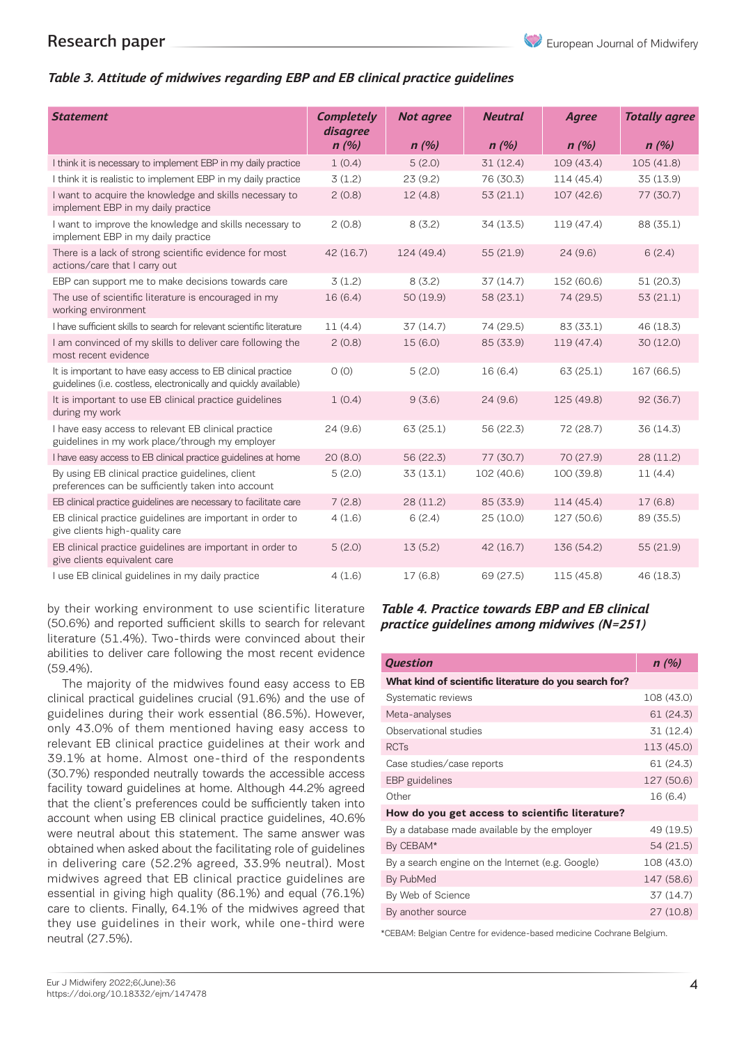*Table 3. Attitude of midwives regarding EBP and EB clinical practice guidelines*

| *Statement* | *Completely disagree* *n (%)* | *Not agree* *n (%)* | *Neutral* *n (%)* | *Agree* *n (%)* | *Totally agree* *n (%)* |
|---|---|---|---|---|---|
| I think it is necessary to implement EBP in my daily practice | 1 (0.4) | 5 (2.0) | 31 (12.4) | 109 (43.4) | 105 (41.8) |
| I think it is realistic to implement EBP in my daily practice | 3 (1.2) | 23 (9.2) | 76 (30.3) | 114 (45.4) | 35 (13.9) |
| I want to acquire the knowledge and skills necessary to implement EBP in my daily practice | 2 (0.8) | 12 (4.8) | 53 (21.1) | 107 (42.6) | 77 (30.7) |
| I want to improve the knowledge and skills necessary to implement EBP in my daily practice | 2 (0.8) | 8 (3.2) | 34 (13.5) | 119 (47.4) | 88 (35.1) |
| There is a lack of strong scientific evidence for most actions/care that I carry out | 42 (16.7) | 124 (49.4) | 55 (21.9) | 24 (9.6) | 6 (2.4) |
| EBP can support me to make decisions towards care | 3 (1.2) | 8 (3.2) | 37 (14.7) | 152 (60.6) | 51 (20.3) |
| The use of scientific literature is encouraged in my working environment | 16 (6.4) | 50 (19.9) | 58 (23.1) | 74 (29.5) | 53 (21.1) |
| I have sufficient skills to search for relevant scientific literature | 11 (4.4) | 37 (14.7) | 74 (29.5) | 83 (33.1) | 46 (18.3) |
| I am convinced of my skills to deliver care following the most recent evidence | 2 (0.8) | 15 (6.0) | 85 (33.9) | 119 (47.4) | 30 (12.0) |
| It is important to have easy access to EB clinical practice guidelines (i.e. costless, electronically and quickly available) | 0 (0) | 5 (2.0) | 16 (6.4) | 63 (25.1) | 167 (66.5) |
| It is important to use EB clinical practice guidelines during my work | 1 (0.4) | 9 (3.6) | 24 (9.6) | 125 (49.8) | 92 (36.7) |
| I have easy access to relevant EB clinical practice guidelines in my work place/through my employer | 24 (9.6) | 63 (25.1) | 56 (22.3) | 72 (28.7) | 36 (14.3) |
| I have easy access to EB clinical practice guidelines at home | 20 (8.0) | 56 (22.3) | 77 (30.7) | 70 (27.9) | 28 (11.2) |
| By using EB clinical practice guidelines, client preferences can be sufficiently taken into account | 5 (2.0) | 33 (13.1) | 102 (40.6) | 100 (39.8) | 11 (4.4) |
| EB clinical practice guidelines are necessary to facilitate care | 7 (2.8) | 28 (11.2) | 85 (33.9) | 114 (45.4) | 17 (6.8) |
| EB clinical practice guidelines are important in order to give clients high-quality care | 4 (1.6) | 6 (2.4) | 25 (10.0) | 127 (50.6) | 89 (35.5) |
| EB clinical practice guidelines are important in order to give clients equivalent care | 5 (2.0) | 13 (5.2) | 42 (16.7) | 136 (54.2) | 55 (21.9) |
| I use EB clinical guidelines in my daily practice | 4 (1.6) | 17 (6.8) | 69 (27.5) | 115 (45.8) | 46 (18.3) |

by their working environment to use scientific literature (50.6%) and reported sufficient skills to search for relevant literature (51.4%). Two-thirds were convinced about their abilities to deliver care following the most recent evidence (59.4%).

The majority of the midwives found easy access to EB clinical practical guidelines crucial (91.6%) and the use of guidelines during their work essential (86.5%). However, only 43.0% of them mentioned having easy access to relevant EB clinical practice guidelines at their work and 39.1% at home. Almost one-third of the respondents (30.7%) responded neutrally towards the accessible access facility toward guidelines at home. Although 44.2% agreed that the client's preferences could be sufficiently taken into account when using EB clinical practice guidelines, 40.6% were neutral about this statement. The same answer was obtained when asked about the facilitating role of guidelines in delivering care (52.2% agreed, 33.9% neutral). Most midwives agreed that EB clinical practice guidelines are essential in giving high quality (86.1%) and equal (76.1%) care to clients. Finally, 64.1% of the midwives agreed that they use guidelines in their work, while one-third were neutral (27.5%).

*Table 4. Practice towards EBP and EB clinical practice guidelines among midwives (N=251)*

| *Question* | *n (%)* |
|---|---|
| **What kind of scientific literature do you search for?** | |
| Systematic reviews | 108 (43.0) |
| Meta-analyses | 61 (24.3) |
| Observational studies | 31 (12.4) |
| RCTs | 113 (45.0) |
| Case studies/case reports | 61 (24.3) |
| EBP guidelines | 127 (50.6) |
| Other | 16 (6.4) |
| **How do you get access to scientific literature?** | |
| By a database made available by the employer | 49 (19.5) |
| By CEBAM* | 54 (21.5) |
| By a search engine on the Internet (e.g. Google) | 108 (43.0) |
| By PubMed | 147 (58.6) |
| By Web of Science | 37 (14.7) |
| By another source | 27 (10.8) |

*CEBAM: Belgian Centre for evidence-based medicine Cochrane Belgium.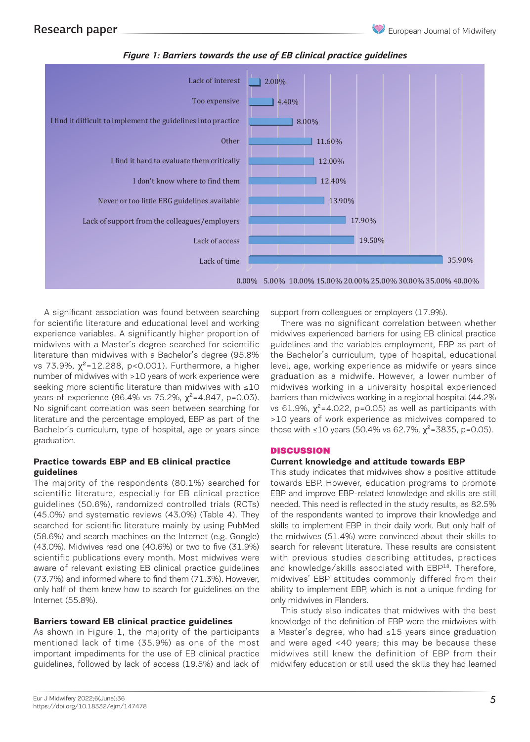*Figure 1: Barriers towards the use of EB clinical practice guidelines*

| Barrier | % |
|---|---|
| Lack of interest | 2.00% |
| Too expensive | 4.40% |
| I find it difficult to implement the guidelines into practice | 8.00% |
| Other | 11.60% |
| I find it hard to evaluate them critically | 12.00% |
| I don't know where to find them | 12.40% |
| Never or too little EBG guidelines available | 13.90% |
| Lack of support from the colleagues/employers | 17.90% |
| Lack of access | 19.50% |
| Lack of time | 35.90% |

A significant association was found between searching for scientific literature and educational level and working experience variables. A significantly higher proportion of midwives with a Master's degree searched for scientific literature than midwives with a Bachelor's degree (95.8% vs 73.9%, $\chi^2$=12.288, p<0.001). Furthermore, a higher number of midwives with >10 years of work experience were seeking more scientific literature than midwives with ≤10 years of experience (86.4% vs 75.2%, $\chi^2$=4.847, p=0.03). No significant correlation was seen between searching for literature and the percentage employed, EBP as part of the Bachelor's curriculum, type of hospital, age or years since graduation.

### Practice towards EBP and EB clinical practice guidelines

The majority of the respondents (80.1%) searched for scientific literature, especially for EB clinical practice guidelines (50.6%), randomized controlled trials (RCTs) (45.0%) and systematic reviews (43.0%) (Table 4). They searched for scientific literature mainly by using PubMed (58.6%) and search machines on the Internet (e.g. Google) (43.0%). Midwives read one (40.6%) or two to five (31.9%) scientific publications every month. Most midwives were aware of relevant existing EB clinical practice guidelines (73.7%) and informed where to find them (71.3%). However, only half of them knew how to search for guidelines on the Internet (55.8%).

### Barriers toward EB clinical practice guidelines

As shown in Figure 1, the majority of the participants mentioned lack of time (35.9%) as one of the most important impediments for the use of EB clinical practice guidelines, followed by lack of access (19.5%) and lack of support from colleagues or employers (17.9%).

There was no significant correlation between whether midwives experienced barriers for using EB clinical practice guidelines and the variables employment, EBP as part of the Bachelor's curriculum, type of hospital, educational level, age, working experience as midwife or years since graduation as a midwife. However, a lower number of midwives working in a university hospital experienced barriers than midwives working in a regional hospital (44.2% vs 61.9%, $\chi^2$=4.022, p=0.05) as well as participants with >10 years of work experience as midwives compared to those with ≤10 years (50.4% vs 62.7%, $\chi^2$=3835, p=0.05).

## DISCUSSION

### Current knowledge and attitude towards EBP

This study indicates that midwives show a positive attitude towards EBP. However, education programs to promote EBP and improve EBP-related knowledge and skills are still needed. This need is reflected in the study results, as 82.5% of the respondents wanted to improve their knowledge and skills to implement EBP in their daily work. But only half of the midwives (51.4%) were convinced about their skills to search for relevant literature. These results are consistent with previous studies describing attitudes, practices and knowledge/skills associated with EBP[18]. Therefore, midwives' EBP attitudes commonly differed from their ability to implement EBP, which is not a unique finding for only midwives in Flanders.

This study also indicates that midwives with the best knowledge of the definition of EBP were the midwives with a Master's degree, who had ≤15 years since graduation and were aged <40 years; this may be because these midwives still knew the definition of EBP from their midwifery education or still used the skills they had learned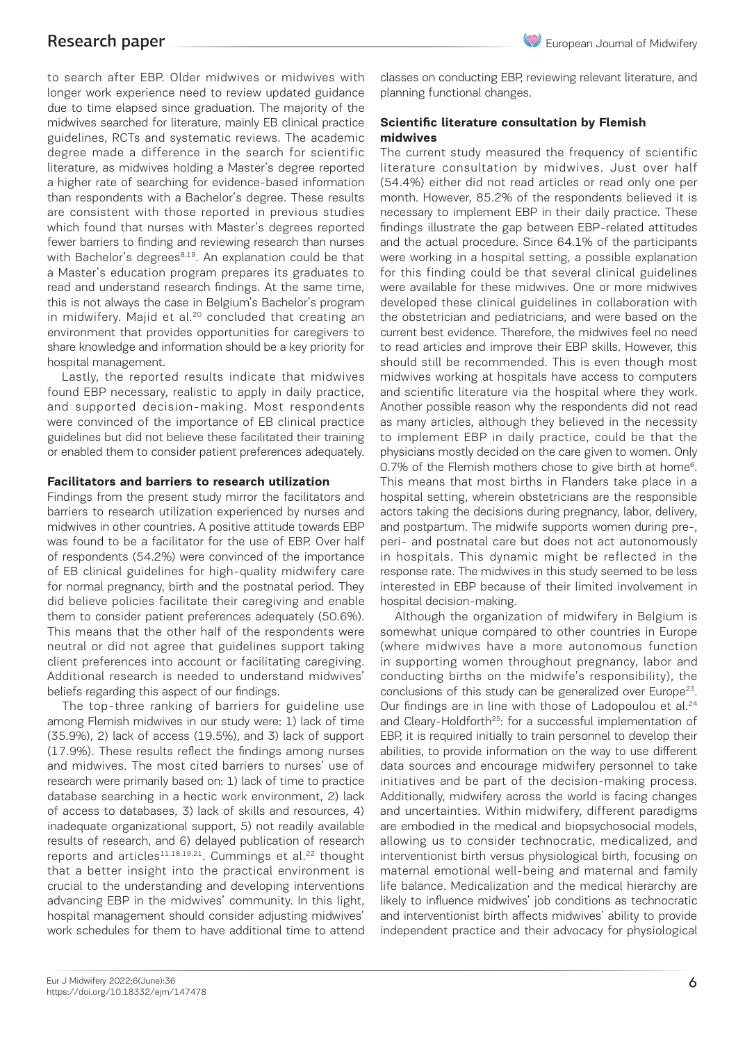to search after EBP. Older midwives or midwives with longer work experience need to review updated guidance due to time elapsed since graduation. The majority of the midwives searched for literature, mainly EB clinical practice guidelines, RCTs and systematic reviews. The academic degree made a difference in the search for scientific literature, as midwives holding a Master's degree reported a higher rate of searching for evidence-based information than respondents with a Bachelor's degree. These results are consistent with those reported in previous studies which found that nurses with Master's degrees reported fewer barriers to finding and reviewing research than nurses with Bachelor's degrees[8,19]. An explanation could be that a Master's education program prepares its graduates to read and understand research findings. At the same time, this is not always the case in Belgium's Bachelor's program in midwifery. Majid et al.[20] concluded that creating an environment that provides opportunities for caregivers to share knowledge and information should be a key priority for hospital management.

Lastly, the reported results indicate that midwives found EBP necessary, realistic to apply in daily practice, and supported decision-making. Most respondents were convinced of the importance of EB clinical practice guidelines but did not believe these facilitated their training or enabled them to consider patient preferences adequately.

### Facilitators and barriers to research utilization

Findings from the present study mirror the facilitators and barriers to research utilization experienced by nurses and midwives in other countries. A positive attitude towards EBP was found to be a facilitator for the use of EBP. Over half of respondents (54.2%) were convinced of the importance of EB clinical guidelines for high-quality midwifery care for normal pregnancy, birth and the postnatal period. They did believe policies facilitate their caregiving and enable them to consider patient preferences adequately (50.6%). This means that the other half of the respondents were neutral or did not agree that guidelines support taking client preferences into account or facilitating caregiving. Additional research is needed to understand midwives' beliefs regarding this aspect of our findings.

The top-three ranking of barriers for guideline use among Flemish midwives in our study were: 1) lack of time (35.9%), 2) lack of access (19.5%), and 3) lack of support (17.9%). These results reflect the findings among nurses and midwives. The most cited barriers to nurses' use of research were primarily based on: 1) lack of time to practice database searching in a hectic work environment, 2) lack of access to databases, 3) lack of skills and resources, 4) inadequate organizational support, 5) not readily available results of research, and 6) delayed publication of research reports and articles[11,18,19,21]. Cummings et al.[22] thought that a better insight into the practical environment is crucial to the understanding and developing interventions advancing EBP in the midwives' community. In this light, hospital management should consider adjusting midwives' work schedules for them to have additional time to attend classes on conducting EBP, reviewing relevant literature, and planning functional changes.

### Scientific literature consultation by Flemish midwives

The current study measured the frequency of scientific literature consultation by midwives. Just over half (54.4%) either did not read articles or read only one per month. However, 85.2% of the respondents believed it is necessary to implement EBP in their daily practice. These findings illustrate the gap between EBP-related attitudes and the actual procedure. Since 64.1% of the participants were working in a hospital setting, a possible explanation for this finding could be that several clinical guidelines were available for these midwives. One or more midwives developed these clinical guidelines in collaboration with the obstetrician and pediatricians, and were based on the current best evidence. Therefore, the midwives feel no need to read articles and improve their EBP skills. However, this should still be recommended. This is even though most midwives working at hospitals have access to computers and scientific literature via the hospital where they work. Another possible reason why the respondents did not read as many articles, although they believed in the necessity to implement EBP in daily practice, could be that the physicians mostly decided on the care given to women. Only 0.7% of the Flemish mothers chose to give birth at home[6]. This means that most births in Flanders take place in a hospital setting, wherein obstetricians are the responsible actors taking the decisions during pregnancy, labor, delivery, and postpartum. The midwife supports women during pre-, peri- and postnatal care but does not act autonomously in hospitals. This dynamic might be reflected in the response rate. The midwives in this study seemed to be less interested in EBP because of their limited involvement in hospital decision-making.

Although the organization of midwifery in Belgium is somewhat unique compared to other countries in Europe (where midwives have a more autonomous function in supporting women throughout pregnancy, labor and conducting births on the midwife's responsibility), the conclusions of this study can be generalized over Europe[23]. Our findings are in line with those of Ladopoulou et al.[24] and Cleary-Holdforth[25]: for a successful implementation of EBP, it is required initially to train personnel to develop their abilities, to provide information on the way to use different data sources and encourage midwifery personnel to take initiatives and be part of the decision-making process. Additionally, midwifery across the world is facing changes and uncertainties. Within midwifery, different paradigms are embodied in the medical and biopsychosocial models, allowing us to consider technocratic, medicalized, and interventionist birth versus physiological birth, focusing on maternal emotional well-being and maternal and family life balance. Medicalization and the medical hierarchy are likely to influence midwives' job conditions as technocratic and interventionist birth affects midwives' ability to provide independent practice and their advocacy for physiological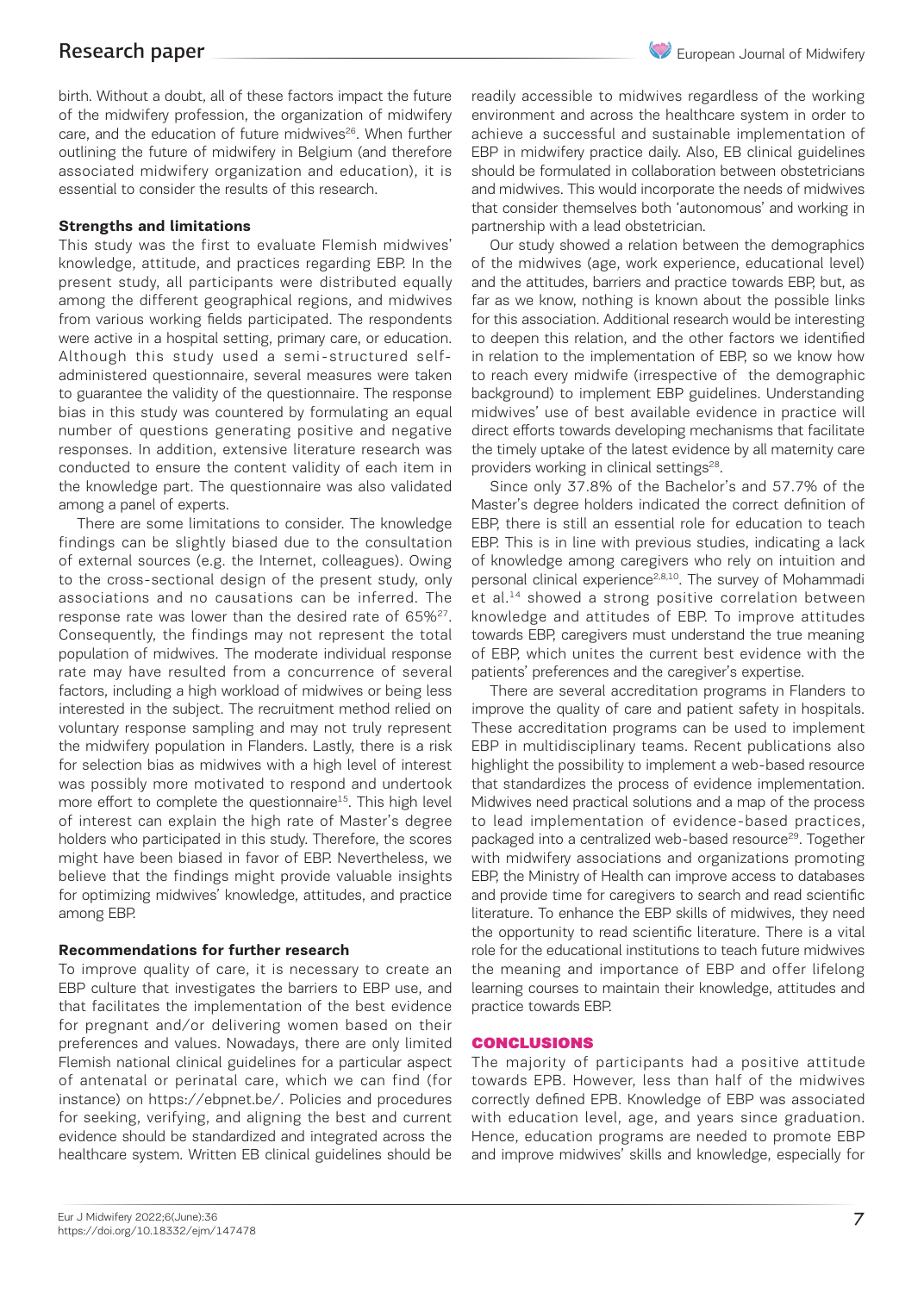birth. Without a doubt, all of these factors impact the future of the midwifery profession, the organization of midwifery care, and the education of future midwives[26]. When further outlining the future of midwifery in Belgium (and therefore associated midwifery organization and education), it is essential to consider the results of this research.

### Strengths and limitations

This study was the first to evaluate Flemish midwives' knowledge, attitude, and practices regarding EBP. In the present study, all participants were distributed equally among the different geographical regions, and midwives from various working fields participated. The respondents were active in a hospital setting, primary care, or education. Although this study used a semi-structured self-administered questionnaire, several measures were taken to guarantee the validity of the questionnaire. The response bias in this study was countered by formulating an equal number of questions generating positive and negative responses. In addition, extensive literature research was conducted to ensure the content validity of each item in the knowledge part. The questionnaire was also validated among a panel of experts.

There are some limitations to consider. The knowledge findings can be slightly biased due to the consultation of external sources (e.g. the Internet, colleagues). Owing to the cross-sectional design of the present study, only associations and no causations can be inferred. The response rate was lower than the desired rate of 65%[27]. Consequently, the findings may not represent the total population of midwives. The moderate individual response rate may have resulted from a concurrence of several factors, including a high workload of midwives or being less interested in the subject. The recruitment method relied on voluntary response sampling and may not truly represent the midwifery population in Flanders. Lastly, there is a risk for selection bias as midwives with a high level of interest was possibly more motivated to respond and undertook more effort to complete the questionnaire[15]. This high level of interest can explain the high rate of Master's degree holders who participated in this study. Therefore, the scores might have been biased in favor of EBP. Nevertheless, we believe that the findings might provide valuable insights for optimizing midwives' knowledge, attitudes, and practice among EBP.

### Recommendations for further research

To improve quality of care, it is necessary to create an EBP culture that investigates the barriers to EBP use, and that facilitates the implementation of the best evidence for pregnant and/or delivering women based on their preferences and values. Nowadays, there are only limited Flemish national clinical guidelines for a particular aspect of antenatal or perinatal care, which we can find (for instance) on https://ebpnet.be/. Policies and procedures for seeking, verifying, and aligning the best and current evidence should be standardized and integrated across the healthcare system. Written EB clinical guidelines should be readily accessible to midwives regardless of the working environment and across the healthcare system in order to achieve a successful and sustainable implementation of EBP in midwifery practice daily. Also, EB clinical guidelines should be formulated in collaboration between obstetricians and midwives. This would incorporate the needs of midwives that consider themselves both 'autonomous' and working in partnership with a lead obstetrician.

Our study showed a relation between the demographics of the midwives (age, work experience, educational level) and the attitudes, barriers and practice towards EBP, but, as far as we know, nothing is known about the possible links for this association. Additional research would be interesting to deepen this relation, and the other factors we identified in relation to the implementation of EBP, so we know how to reach every midwife (irrespective of the demographic background) to implement EBP guidelines. Understanding midwives' use of best available evidence in practice will direct efforts towards developing mechanisms that facilitate the timely uptake of the latest evidence by all maternity care providers working in clinical settings[28].

Since only 37.8% of the Bachelor's and 57.7% of the Master's degree holders indicated the correct definition of EBP, there is still an essential role for education to teach EBP. This is in line with previous studies, indicating a lack of knowledge among caregivers who rely on intuition and personal clinical experience[2,8,10]. The survey of Mohammadi et al.[14] showed a strong positive correlation between knowledge and attitudes of EBP. To improve attitudes towards EBP, caregivers must understand the true meaning of EBP, which unites the current best evidence with the patients' preferences and the caregiver's expertise.

There are several accreditation programs in Flanders to improve the quality of care and patient safety in hospitals. These accreditation programs can be used to implement EBP in multidisciplinary teams. Recent publications also highlight the possibility to implement a web-based resource that standardizes the process of evidence implementation. Midwives need practical solutions and a map of the process to lead implementation of evidence-based practices, packaged into a centralized web-based resource[29]. Together with midwifery associations and organizations promoting EBP, the Ministry of Health can improve access to databases and provide time for caregivers to search and read scientific literature. To enhance the EBP skills of midwives, they need the opportunity to read scientific literature. There is a vital role for the educational institutions to teach future midwives the meaning and importance of EBP and offer lifelong learning courses to maintain their knowledge, attitudes and practice towards EBP.

## CONCLUSIONS

The majority of participants had a positive attitude towards EPB. However, less than half of the midwives correctly defined EPB. Knowledge of EBP was associated with education level, age, and years since graduation. Hence, education programs are needed to promote EBP and improve midwives' skills and knowledge, especially for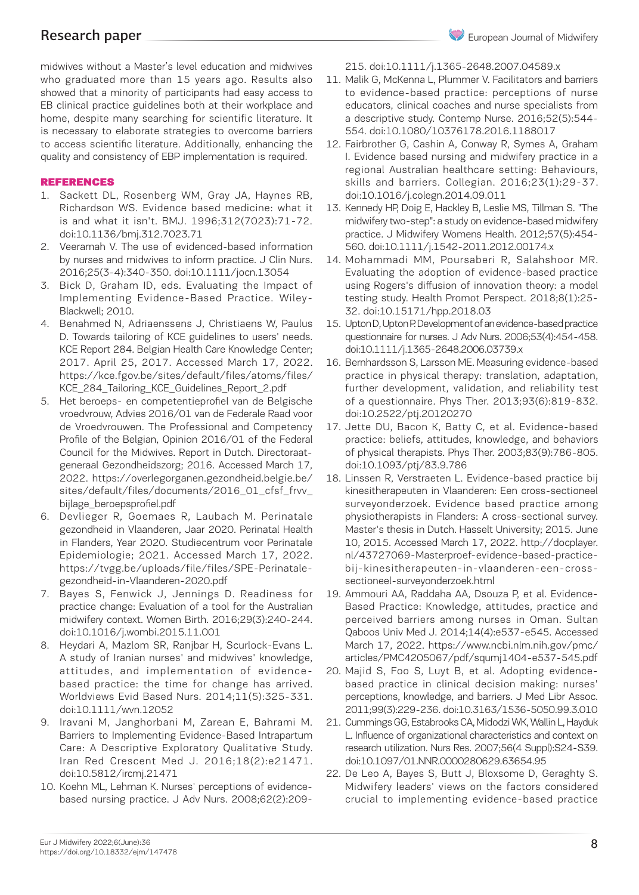midwives without a Master's level education and midwives who graduated more than 15 years ago. Results also showed that a minority of participants had easy access to EB clinical practice guidelines both at their workplace and home, despite many searching for scientific literature. It is necessary to elaborate strategies to overcome barriers to access scientific literature. Additionally, enhancing the quality and consistency of EBP implementation is required.

## REFERENCES

1. Sackett DL, Rosenberg WM, Gray JA, Haynes RB, Richardson WS. Evidence based medicine: what it is and what it isn't. BMJ. 1996;312(7023):71-72. doi:10.1136/bmj.312.7023.71
2. Veeramah V. The use of evidenced-based information by nurses and midwives to inform practice. J Clin Nurs. 2016;25(3-4):340-350. doi:10.1111/jocn.13054
3. Bick D, Graham ID, eds. Evaluating the Impact of Implementing Evidence-Based Practice. Wiley-Blackwell; 2010.
4. Benahmed N, Adriaenssens J, Christiaens W, Paulus D. Towards tailoring of KCE guidelines to users' needs. KCE Report 284. Belgian Health Care Knowledge Center; 2017. April 25, 2017. Accessed March 17, 2022. https://kce.fgov.be/sites/default/files/atoms/files/KCE_284_Tailoring_KCE_Guidelines_Report_2.pdf
5. Het beroeps- en competentieprofiel van de Belgische vroedvrouw, Advies 2016/01 van de Federale Raad voor de Vroedvrouwen. The Professional and Competency Profile of the Belgian, Opinion 2016/01 of the Federal Council for the Midwives. Report in Dutch. Directoraat-generaal Gezondheidszorg; 2016. Accessed March 17, 2022. https://overlegorganen.gezondheid.belgie.be/sites/default/files/documents/2016_01_cfsf_frvv_bijlage_beroepsprofiel.pdf
6. Devlieger R, Goemaes R, Laubach M. Perinatale gezondheid in Vlaanderen, Jaar 2020. Perinatal Health in Flanders, Year 2020. Studiecentrum voor Perinatale Epidemiologie; 2021. Accessed March 17, 2022. https://tvgg.be/uploads/file/files/SPE-Perinatale-gezondheid-in-Vlaanderen-2020.pdf
7. Bayes S, Fenwick J, Jennings D. Readiness for practice change: Evaluation of a tool for the Australian midwifery context. Women Birth. 2016;29(3):240-244. doi:10.1016/j.wombi.2015.11.001
8. Heydari A, Mazlom SR, Ranjbar H, Scurlock-Evans L. A study of Iranian nurses' and midwives' knowledge, attitudes, and implementation of evidence-based practice: the time for change has arrived. Worldviews Evid Based Nurs. 2014;11(5):325-331. doi:10.1111/wvn.12052
9. Iravani M, Janghorbani M, Zarean E, Bahrami M. Barriers to Implementing Evidence-Based Intrapartum Care: A Descriptive Exploratory Qualitative Study. Iran Red Crescent Med J. 2016;18(2):e21471. doi:10.5812/ircmj.21471
10. Koehn ML, Lehman K. Nurses' perceptions of evidence-based nursing practice. J Adv Nurs. 2008;62(2):209-215. doi:10.1111/j.1365-2648.2007.04589.x
11. Malik G, McKenna L, Plummer V. Facilitators and barriers to evidence-based practice: perceptions of nurse educators, clinical coaches and nurse specialists from a descriptive study. Contemp Nurse. 2016;52(5):544-554. doi:10.1080/10376178.2016.1188017
12. Fairbrother G, Cashin A, Conway R, Symes A, Graham I. Evidence based nursing and midwifery practice in a regional Australian healthcare setting: Behaviours, skills and barriers. Collegian. 2016;23(1):29-37. doi:10.1016/j.colegn.2014.09.011
13. Kennedy HP, Doig E, Hackley B, Leslie MS, Tillman S. "The midwifery two-step": a study on evidence-based midwifery practice. J Midwifery Womens Health. 2012;57(5):454-560. doi:10.1111/j.1542-2011.2012.00174.x
14. Mohammadi MM, Poursaberi R, Salahshoor MR. Evaluating the adoption of evidence-based practice using Rogers's diffusion of innovation theory: a model testing study. Health Promot Perspect. 2018;8(1):25-32. doi:10.15171/hpp.2018.03
15. Upton D, Upton P. Development of an evidence-based practice questionnaire for nurses. J Adv Nurs. 2006;53(4):454-458. doi:10.1111/j.1365-2648.2006.03739.x
16. Bernhardsson S, Larsson ME. Measuring evidence-based practice in physical therapy: translation, adaptation, further development, validation, and reliability test of a questionnaire. Phys Ther. 2013;93(6):819-832. doi:10.2522/ptj.20120270
17. Jette DU, Bacon K, Batty C, et al. Evidence-based practice: beliefs, attitudes, knowledge, and behaviors of physical therapists. Phys Ther. 2003;83(9):786-805. doi:10.1093/ptj/83.9.786
18. Linssen R, Verstraeten L. Evidence-based practice bij kinesitherapeuten in Vlaanderen: Een cross-sectioneel surveyonderzoek. Evidence based practice among physiotherapists in Flanders: A cross-sectional survey. Master's thesis in Dutch. Hasselt University; 2015. June 10, 2015. Accessed March 17, 2022. http://docplayer.nl/43727069-Masterproef-evidence-based-practice-bij-kinesitherapeuten-in-vlaanderen-een-cross-sectioneel-surveyonderzoek.html
19. Ammouri AA, Raddaha AA, Dsouza P, et al. Evidence-Based Practice: Knowledge, attitudes, practice and perceived barriers among nurses in Oman. Sultan Qaboos Univ Med J. 2014;14(4):e537-e545. Accessed March 17, 2022. https://www.ncbi.nlm.nih.gov/pmc/articles/PMC4205067/pdf/squmj1404-e537-545.pdf
20. Majid S, Foo S, Luyt B, et al. Adopting evidence-based practice in clinical decision making: nurses' perceptions, knowledge, and barriers. J Med Libr Assoc. 2011;99(3):229-236. doi:10.3163/1536-5050.99.3.010
21. Cummings GG, Estabrooks CA, Midodzi WK, Wallin L, Hayduk L. Influence of organizational characteristics and context on research utilization. Nurs Res. 2007;56(4 Suppl):S24-S39. doi:10.1097/01.NNR.0000280629.63654.95
22. De Leo A, Bayes S, Butt J, Bloxsome D, Geraghty S. Midwifery leaders' views on the factors considered crucial to implementing evidence-based practice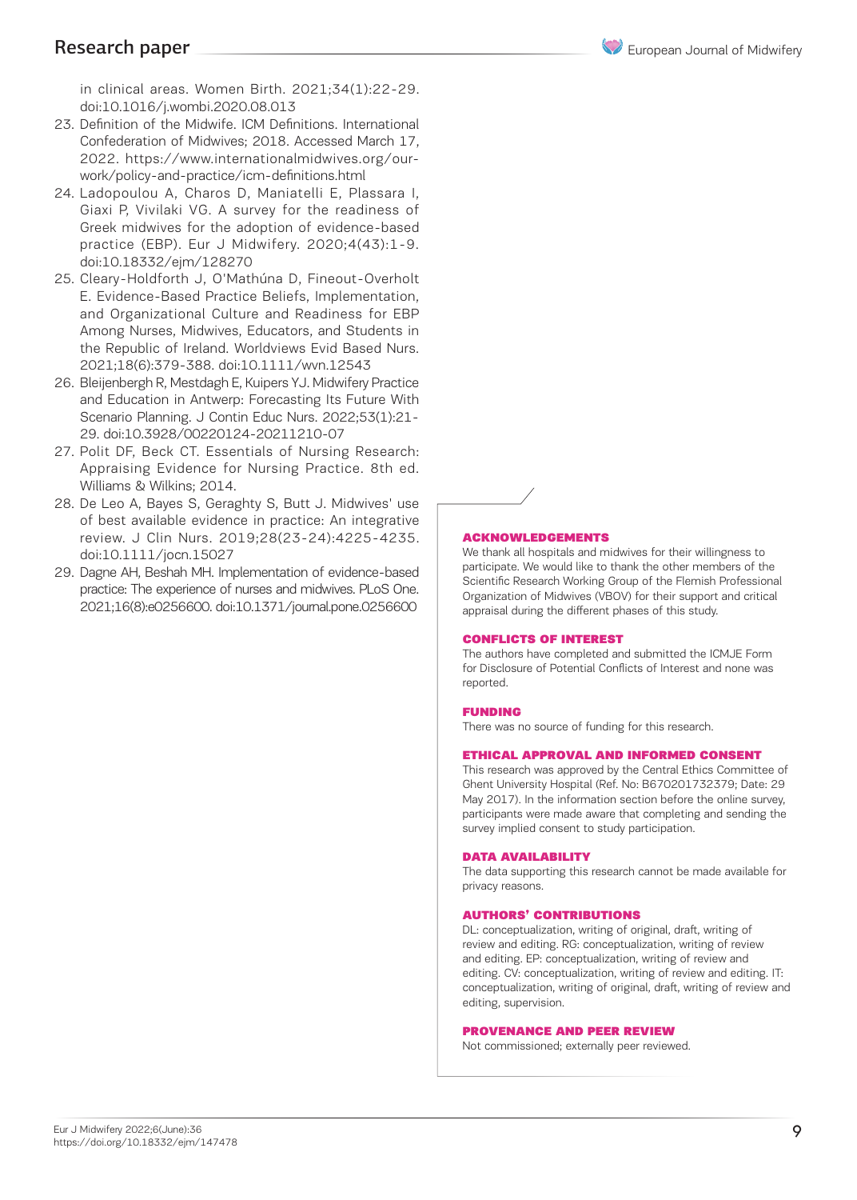in clinical areas. Women Birth. 2021;34(1):22-29. doi:10.1016/j.wombi.2020.08.013

23. Definition of the Midwife. ICM Definitions. International Confederation of Midwives; 2018. Accessed March 17, 2022. https://www.internationalmidwives.org/our-work/policy-and-practice/icm-definitions.html
24. Ladopoulou A, Charos D, Maniatelli E, Plassara I, Giaxi P, Vivilaki VG. A survey for the readiness of Greek midwives for the adoption of evidence-based practice (EBP). Eur J Midwifery. 2020;4(43):1-9. doi:10.18332/ejm/128270
25. Cleary-Holdforth J, O'Mathúna D, Fineout-Overholt E. Evidence-Based Practice Beliefs, Implementation, and Organizational Culture and Readiness for EBP Among Nurses, Midwives, Educators, and Students in the Republic of Ireland. Worldviews Evid Based Nurs. 2021;18(6):379-388. doi:10.1111/wvn.12543
26. Bleijenbergh R, Mestdagh E, Kuipers YJ. Midwifery Practice and Education in Antwerp: Forecasting Its Future With Scenario Planning. J Contin Educ Nurs. 2022;53(1):21-29. doi:10.3928/00220124-20211210-07
27. Polit DF, Beck CT. Essentials of Nursing Research: Appraising Evidence for Nursing Practice. 8th ed. Williams & Wilkins; 2014.
28. De Leo A, Bayes S, Geraghty S, Butt J. Midwives' use of best available evidence in practice: An integrative review. J Clin Nurs. 2019;28(23-24):4225-4235. doi:10.1111/jocn.15027
29. Dagne AH, Beshah MH. Implementation of evidence-based practice: The experience of nurses and midwives. PLoS One. 2021;16(8):e0256600. doi:10.1371/journal.pone.0256600

**ACKNOWLEDGEMENTS**

We thank all hospitals and midwives for their willingness to participate. We would like to thank the other members of the Scientific Research Working Group of the Flemish Professional Organization of Midwives (VBOV) for their support and critical appraisal during the different phases of this study.

**CONFLICTS OF INTEREST**

The authors have completed and submitted the ICMJE Form for Disclosure of Potential Conflicts of Interest and none was reported.

**FUNDING**

There was no source of funding for this research.

**ETHICAL APPROVAL AND INFORMED CONSENT**

This research was approved by the Central Ethics Committee of Ghent University Hospital (Ref. No: B670201732379; Date: 29 May 2017). In the information section before the online survey, participants were made aware that completing and sending the survey implied consent to study participation.

**DATA AVAILABILITY**

The data supporting this research cannot be made available for privacy reasons.

**AUTHORS' CONTRIBUTIONS**

DL: conceptualization, writing of original, draft, writing of review and editing. RG: conceptualization, writing of review and editing. EP: conceptualization, writing of review and editing. CV: conceptualization, writing of review and editing. IT: conceptualization, writing of original, draft, writing of review and editing, supervision.

**PROVENANCE AND PEER REVIEW**

Not commissioned; externally peer reviewed.